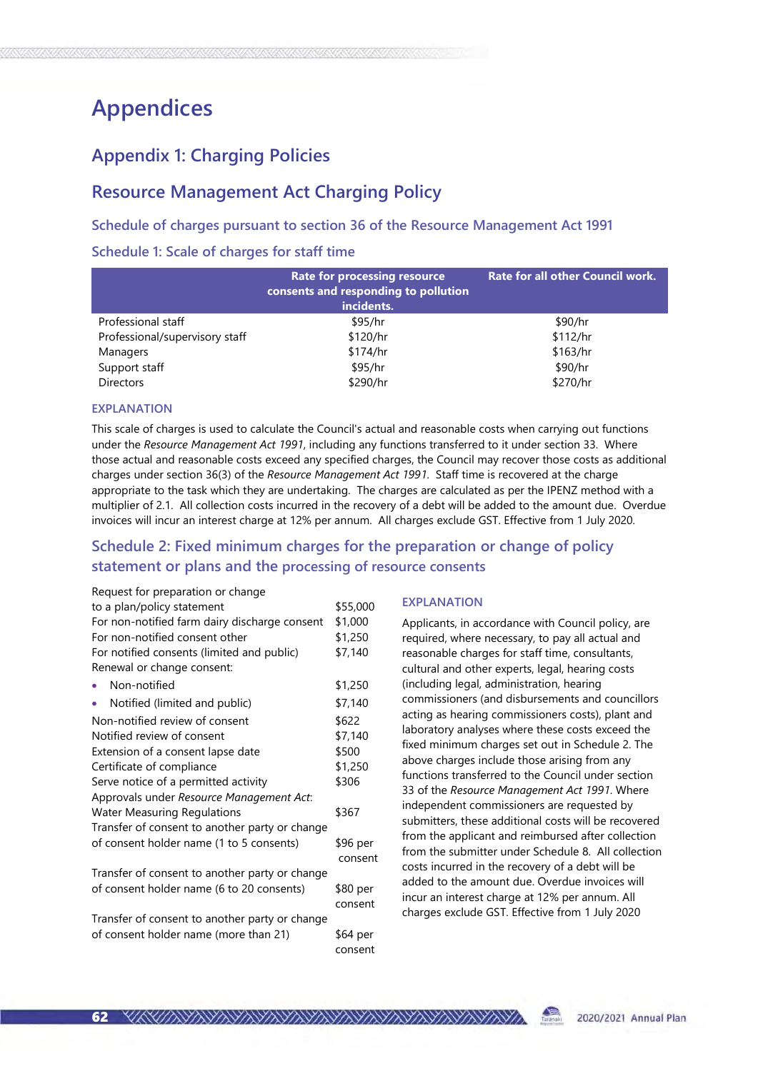# Appendices

## Appendix 1: Charging Policies

## Resource Management Act Charging Policy

### Schedule of charges pursuant to section 36 of the Resource Management Act 1991

### Schedule 1: Scale of charges for staff time

| | Rate for processing resource consents and responding to pollution incidents. | Rate for all other Council work. |
|---|---|---|
| Professional staff | $95/hr | $90/hr |
| Professional/supervisory staff | $120/hr | $112/hr |
| Managers | $174/hr | $163/hr |
| Support staff | $95/hr | $90/hr |
| Directors | $290/hr | $270/hr |

#### EXPLANATION

This scale of charges is used to calculate the Council's actual and reasonable costs when carrying out functions under the *Resource Management Act 1991*, including any functions transferred to it under section 33. Where those actual and reasonable costs exceed any specified charges, the Council may recover those costs as additional charges under section 36(3) of the *Resource Management Act 1991*. Staff time is recovered at the charge appropriate to the task which they are undertaking. The charges are calculated as per the IPENZ method with a multiplier of 2.1. All collection costs incurred in the recovery of a debt will be added to the amount due. Overdue invoices will incur an interest charge at 12% per annum. All charges exclude GST. Effective from 1 July 2020.

### Schedule 2: Fixed minimum charges for the preparation or change of policy statement or plans and the processing of resource consents

| | |
|---|---|
| Request for preparation or change to a plan/policy statement | $55,000 |
| For non-notified farm dairy discharge consent | $1,000 |
| For non-notified consent other | $1,250 |
| For notified consents (limited and public) | $7,140 |
| Renewal or change consent: | |
| • Non-notified | $1,250 |
| • Notified (limited and public) | $7,140 |
| Non-notified review of consent | $622 |
| Notified review of consent | $7,140 |
| Extension of a consent lapse date | $500 |
| Certificate of compliance | $1,250 |
| Serve notice of a permitted activity | $306 |
| Approvals under *Resource Management Act*: Water Measuring Regulations | $367 |
| Transfer of consent to another party or change of consent holder name (1 to 5 consents) | $96 per consent |
| Transfer of consent to another party or change of consent holder name (6 to 20 consents) | $80 per consent |
| Transfer of consent to another party or change of consent holder name (more than 21) | $64 per consent |

#### EXPLANATION

Applicants, in accordance with Council policy, are required, where necessary, to pay all actual and reasonable charges for staff time, consultants, cultural and other experts, legal, hearing costs (including legal, administration, hearing commissioners (and disbursements and councillors acting as hearing commissioners costs), plant and laboratory analyses where these costs exceed the fixed minimum charges set out in Schedule 2. The above charges include those arising from any functions transferred to the Council under section 33 of the *Resource Management Act 1991*. Where independent commissioners are requested by submitters, these additional costs will be recovered from the applicant and reimbursed after collection from the submitter under Schedule 8. All collection costs incurred in the recovery of a debt will be added to the amount due. Overdue invoices will incur an interest charge at 12% per annum. All charges exclude GST. Effective from 1 July 2020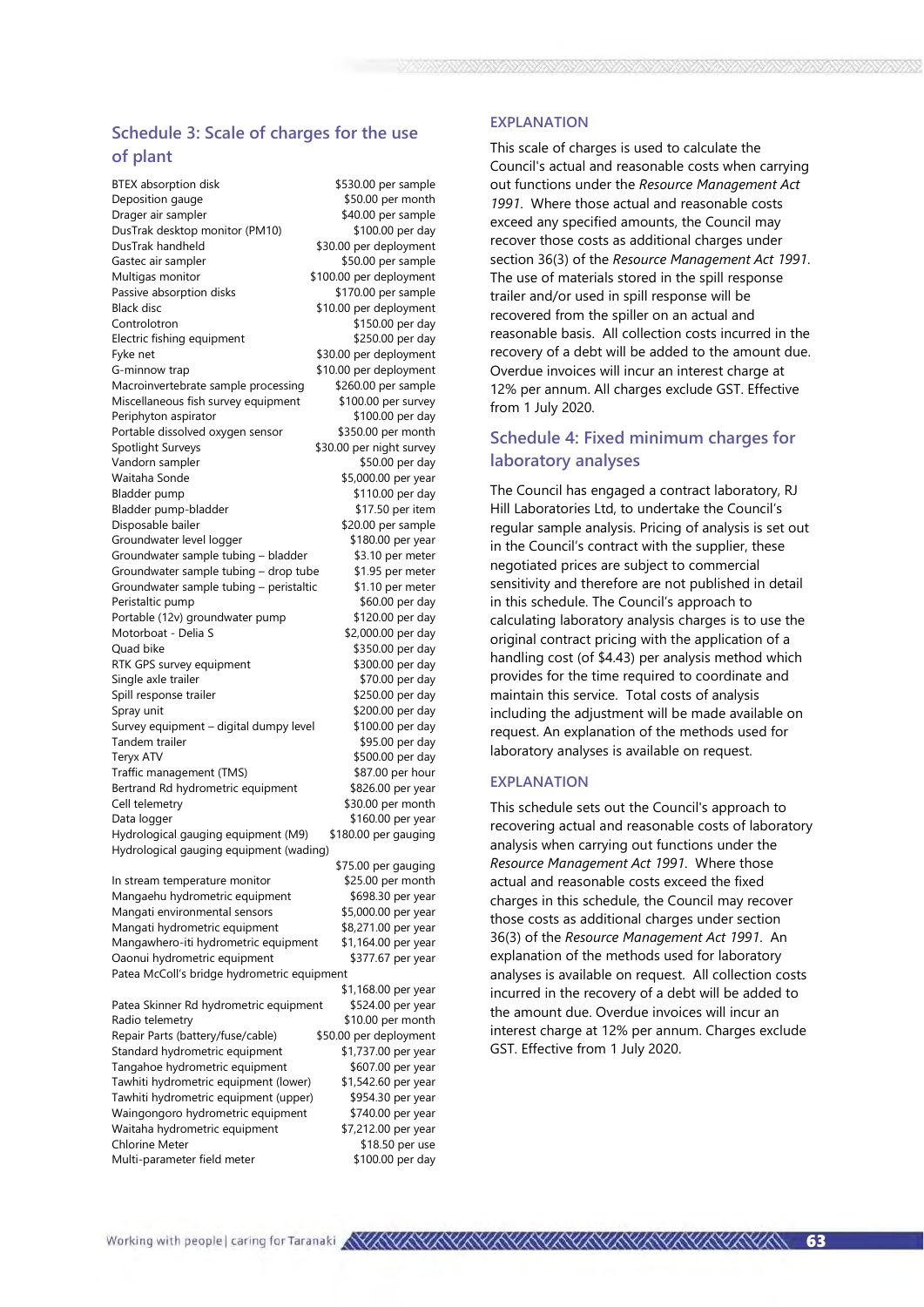## Schedule 3: Scale of charges for the use of plant

| Item | Charge |
|---|---|
| BTEX absorption disk | $530.00 per sample |
| Deposition gauge | $50.00 per month |
| Drager air sampler | $40.00 per sample |
| DusTrak desktop monitor (PM10) | $100.00 per day |
| DusTrak handheld | $30.00 per deployment |
| Gastec air sampler | $50.00 per sample |
| Multigas monitor | $100.00 per deployment |
| Passive absorption disks | $170.00 per sample |
| Black disc | $10.00 per deployment |
| Controlotron | $150.00 per day |
| Electric fishing equipment | $250.00 per day |
| Fyke net | $30.00 per deployment |
| G-minnow trap | $10.00 per deployment |
| Macroinvertebrate sample processing | $260.00 per sample |
| Miscellaneous fish survey equipment | $100.00 per survey |
| Periphyton aspirator | $100.00 per day |
| Portable dissolved oxygen sensor | $350.00 per month |
| Spotlight Surveys | $30.00 per night survey |
| Vandorn sampler | $50.00 per day |
| Waitaha Sonde | $5,000.00 per year |
| Bladder pump | $110.00 per day |
| Bladder pump-bladder | $17.50 per item |
| Disposable bailer | $20.00 per sample |
| Groundwater level logger | $180.00 per year |
| Groundwater sample tubing – bladder | $3.10 per meter |
| Groundwater sample tubing – drop tube | $1.95 per meter |
| Groundwater sample tubing – peristaltic | $1.10 per meter |
| Peristaltic pump | $60.00 per day |
| Portable (12v) groundwater pump | $120.00 per day |
| Motorboat - Delia S | $2,000.00 per day |
| Quad bike | $350.00 per day |
| RTK GPS survey equipment | $300.00 per day |
| Single axle trailer | $70.00 per day |
| Spill response trailer | $250.00 per day |
| Spray unit | $200.00 per day |
| Survey equipment – digital dumpy level | $100.00 per day |
| Tandem trailer | $95.00 per day |
| Teryx ATV | $500.00 per day |
| Traffic management (TMS) | $87.00 per hour |
| Bertrand Rd hydrometric equipment | $826.00 per year |
| Cell telemetry | $30.00 per month |
| Data logger | $160.00 per year |
| Hydrological gauging equipment (M9) | $180.00 per gauging |
| Hydrological gauging equipment (wading) | $75.00 per gauging |
| In stream temperature monitor | $25.00 per month |
| Mangaehu hydrometric equipment | $698.30 per year |
| Mangati environmental sensors | $5,000.00 per year |
| Mangati hydrometric equipment | $8,271.00 per year |
| Mangawhero-iti hydrometric equipment | $1,164.00 per year |
| Oaonui hydrometric equipment | $377.67 per year |
| Patea McColl's bridge hydrometric equipment | $1,168.00 per year |
| Patea Skinner Rd hydrometric equipment | $524.00 per year |
| Radio telemetry | $10.00 per month |
| Repair Parts (battery/fuse/cable) | $50.00 per deployment |
| Standard hydrometric equipment | $1,737.00 per year |
| Tangahoe hydrometric equipment | $607.00 per year |
| Tawhiti hydrometric equipment (lower) | $1,542.60 per year |
| Tawhiti hydrometric equipment (upper) | $954.30 per year |
| Waingongoro hydrometric equipment | $740.00 per year |
| Waitaha hydrometric equipment | $7,212.00 per year |
| Chlorine Meter | $18.50 per use |
| Multi-parameter field meter | $100.00 per day |

### EXPLANATION

This scale of charges is used to calculate the Council's actual and reasonable costs when carrying out functions under the *Resource Management Act 1991*. Where those actual and reasonable costs exceed any specified amounts, the Council may recover those costs as additional charges under section 36(3) of the *Resource Management Act 1991*. The use of materials stored in the spill response trailer and/or used in spill response will be recovered from the spiller on an actual and reasonable basis. All collection costs incurred in the recovery of a debt will be added to the amount due. Overdue invoices will incur an interest charge at 12% per annum. All charges exclude GST. Effective from 1 July 2020.

## Schedule 4: Fixed minimum charges for laboratory analyses

The Council has engaged a contract laboratory, RJ Hill Laboratories Ltd, to undertake the Council's regular sample analysis. Pricing of analysis is set out in the Council's contract with the supplier, these negotiated prices are subject to commercial sensitivity and therefore are not published in detail in this schedule. The Council's approach to calculating laboratory analysis charges is to use the original contract pricing with the application of a handling cost (of $4.43) per analysis method which provides for the time required to coordinate and maintain this service. Total costs of analysis including the adjustment will be made available on request. An explanation of the methods used for laboratory analyses is available on request.

### EXPLANATION

This schedule sets out the Council's approach to recovering actual and reasonable costs of laboratory analysis when carrying out functions under the *Resource Management Act 1991*. Where those actual and reasonable costs exceed the fixed charges in this schedule, the Council may recover those costs as additional charges under section 36(3) of the *Resource Management Act 1991*. An explanation of the methods used for laboratory analyses is available on request. All collection costs incurred in the recovery of a debt will be added to the amount due. Overdue invoices will incur an interest charge at 12% per annum. Charges exclude GST. Effective from 1 July 2020.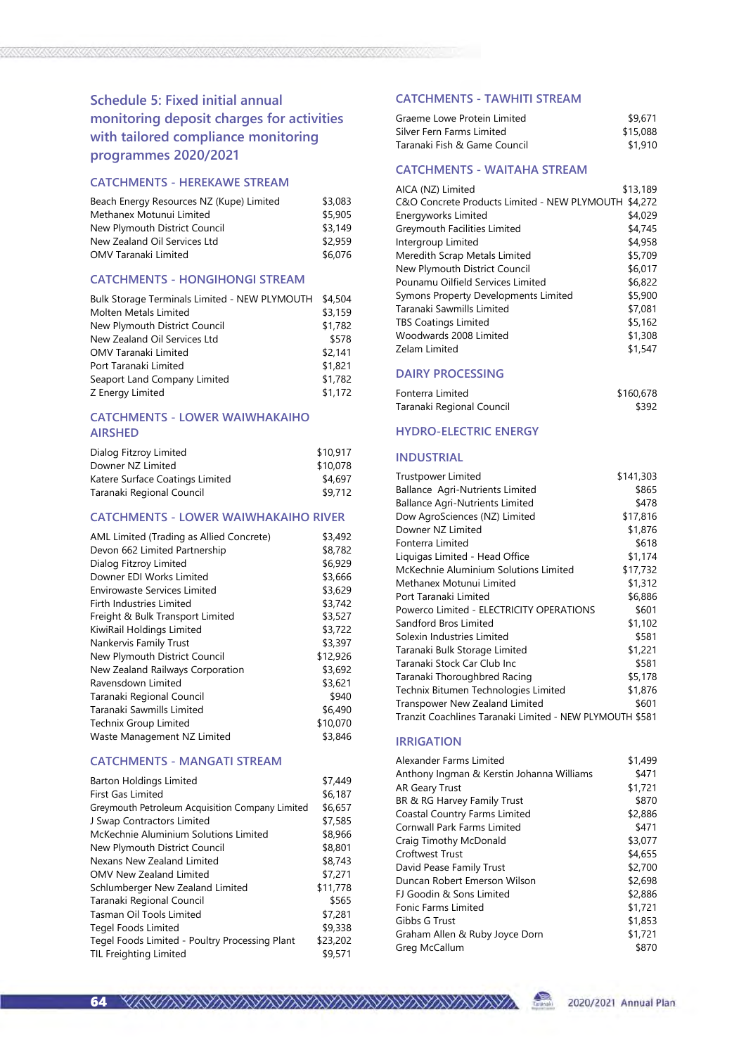## Schedule 5: Fixed initial annual monitoring deposit charges for activities with tailored compliance monitoring programmes 2020/2021

### CATCHMENTS - HEREKAWE STREAM

| | |
|---|---|
| Beach Energy Resources NZ (Kupe) Limited | $3,083 |
| Methanex Motunui Limited | $5,905 |
| New Plymouth District Council | $3,149 |
| New Zealand Oil Services Ltd | $2,959 |
| OMV Taranaki Limited | $6,076 |

### CATCHMENTS - HONGIHONGI STREAM

| | |
|---|---|
| Bulk Storage Terminals Limited - NEW PLYMOUTH | $4,504 |
| Molten Metals Limited | $3,159 |
| New Plymouth District Council | $1,782 |
| New Zealand Oil Services Ltd | $578 |
| OMV Taranaki Limited | $2,141 |
| Port Taranaki Limited | $1,821 |
| Seaport Land Company Limited | $1,782 |
| Z Energy Limited | $1,172 |

### CATCHMENTS - LOWER WAIWHAKAIHO AIRSHED

| | |
|---|---|
| Dialog Fitzroy Limited | $10,917 |
| Downer NZ Limited | $10,078 |
| Katere Surface Coatings Limited | $4,697 |
| Taranaki Regional Council | $9,712 |

### CATCHMENTS - LOWER WAIWHAKAIHO RIVER

| | |
|---|---|
| AML Limited (Trading as Allied Concrete) | $3,492 |
| Devon 662 Limited Partnership | $8,782 |
| Dialog Fitzroy Limited | $6,929 |
| Downer EDI Works Limited | $3,666 |
| Envirowaste Services Limited | $3,629 |
| Firth Industries Limited | $3,742 |
| Freight & Bulk Transport Limited | $3,527 |
| KiwiRail Holdings Limited | $3,722 |
| Nankervis Family Trust | $3,397 |
| New Plymouth District Council | $12,926 |
| New Zealand Railways Corporation | $3,692 |
| Ravensdown Limited | $3,621 |
| Taranaki Regional Council | $940 |
| Taranaki Sawmills Limited | $6,490 |
| Technix Group Limited | $10,070 |
| Waste Management NZ Limited | $3,846 |

### CATCHMENTS - MANGATI STREAM

| | |
|---|---|
| Barton Holdings Limited | $7,449 |
| First Gas Limited | $6,187 |
| Greymouth Petroleum Acquisition Company Limited | $6,657 |
| J Swap Contractors Limited | $7,585 |
| McKechnie Aluminium Solutions Limited | $8,966 |
| New Plymouth District Council | $8,801 |
| Nexans New Zealand Limited | $8,743 |
| OMV New Zealand Limited | $7,271 |
| Schlumberger New Zealand Limited | $11,778 |
| Taranaki Regional Council | $565 |
| Tasman Oil Tools Limited | $7,281 |
| Tegel Foods Limited | $9,338 |
| Tegel Foods Limited - Poultry Processing Plant | $23,202 |
| TIL Freighting Limited | $9,571 |

### CATCHMENTS - TAWHITI STREAM

| | |
|---|---|
| Graeme Lowe Protein Limited | $9,671 |
| Silver Fern Farms Limited | $15,088 |
| Taranaki Fish & Game Council | $1,910 |

### CATCHMENTS - WAITAHA STREAM

| | |
|---|---|
| AICA (NZ) Limited | $13,189 |
| C&O Concrete Products Limited - NEW PLYMOUTH | $4,272 |
| Energyworks Limited | $4,029 |
| Greymouth Facilities Limited | $4,745 |
| Intergroup Limited | $4,958 |
| Meredith Scrap Metals Limited | $5,709 |
| New Plymouth District Council | $6,017 |
| Pounamu Oilfield Services Limited | $6,822 |
| Symons Property Developments Limited | $5,900 |
| Taranaki Sawmills Limited | $7,081 |
| TBS Coatings Limited | $5,162 |
| Woodwards 2008 Limited | $1,308 |
| Zelam Limited | $1,547 |

### DAIRY PROCESSING

| | |
|---|---|
| Fonterra Limited | $160,678 |
| Taranaki Regional Council | $392 |

### HYDRO-ELECTRIC ENERGY

### INDUSTRIAL

| | |
|---|---|
| Trustpower Limited | $141,303 |
| Ballance  Agri-Nutrients Limited | $865 |
| Ballance Agri-Nutrients Limited | $478 |
| Dow AgroSciences (NZ) Limited | $17,816 |
| Downer NZ Limited | $1,876 |
| Fonterra Limited | $618 |
| Liquigas Limited - Head Office | $1,174 |
| McKechnie Aluminium Solutions Limited | $17,732 |
| Methanex Motunui Limited | $1,312 |
| Port Taranaki Limited | $6,886 |
| Powerco Limited - ELECTRICITY OPERATIONS | $601 |
| Sandford Bros Limited | $1,102 |
| Solexin Industries Limited | $581 |
| Taranaki Bulk Storage Limited | $1,221 |
| Taranaki Stock Car Club Inc | $581 |
| Taranaki Thoroughbred Racing | $5,178 |
| Technix Bitumen Technologies Limited | $1,876 |
| Transpower New Zealand Limited | $601 |
| Tranzit Coachlines Taranaki Limited - NEW PLYMOUTH | $581 |

### IRRIGATION

| | |
|---|---|
| Alexander Farms Limited | $1,499 |
| Anthony Ingman & Kerstin Johanna Williams | $471 |
| AR Geary Trust | $1,721 |
| BR & RG Harvey Family Trust | $870 |
| Coastal Country Farms Limited | $2,886 |
| Cornwall Park Farms Limited | $471 |
| Craig Timothy McDonald | $3,077 |
| Croftwest Trust | $4,655 |
| David Pease Family Trust | $2,700 |
| Duncan Robert Emerson Wilson | $2,698 |
| FJ Goodin & Sons Limited | $2,886 |
| Fonic Farms Limited | $1,721 |
| Gibbs G Trust | $1,853 |
| Graham Allen & Ruby Joyce Dorn | $1,721 |
| Greg McCallum | $870 |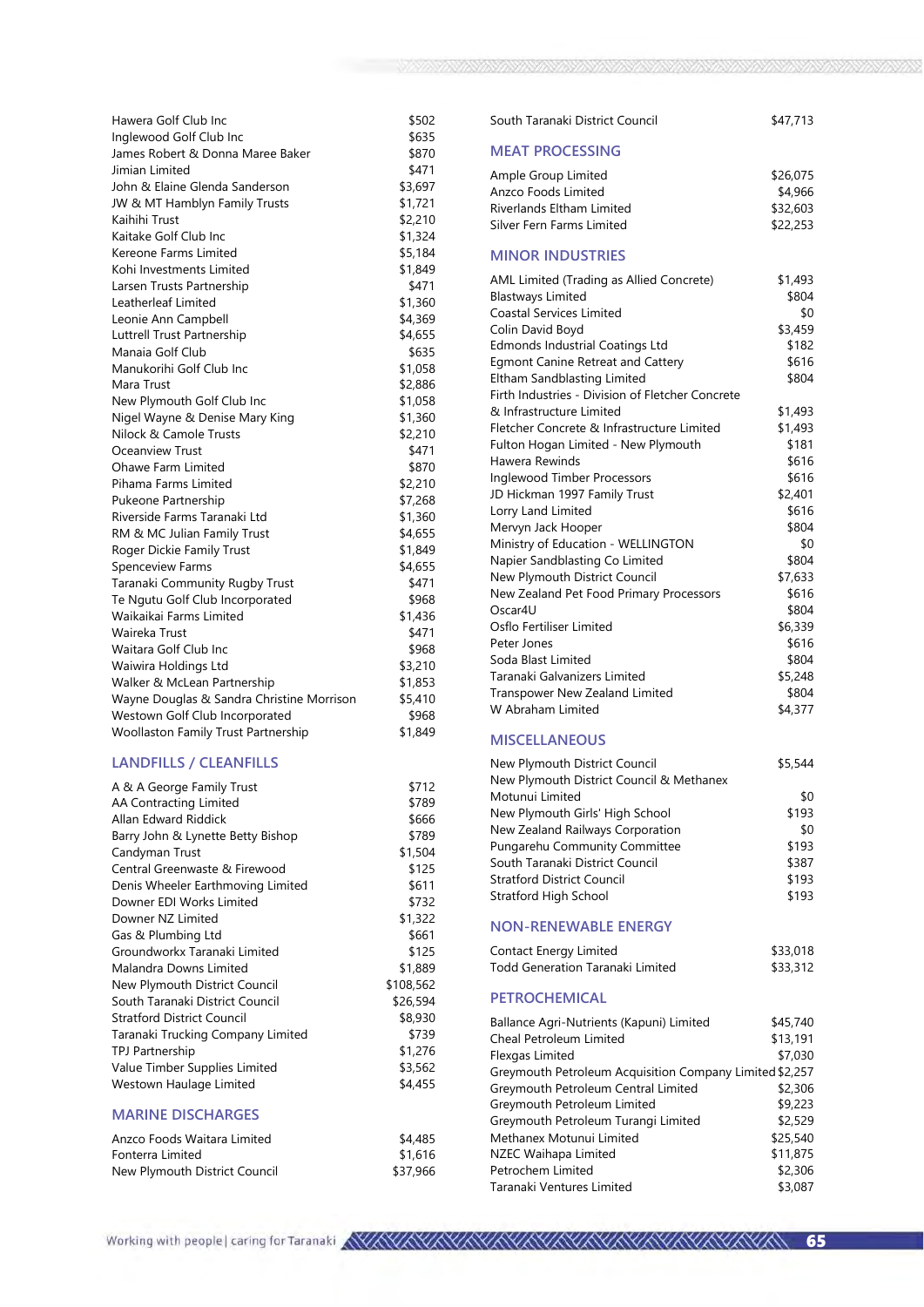| | |
|---|---|
| Hawera Golf Club Inc | $502 |
| Inglewood Golf Club Inc | $635 |
| James Robert & Donna Maree Baker | $870 |
| Jimian Limited | $471 |
| John & Elaine Glenda Sanderson | $3,697 |
| JW & MT Hamblyn Family Trusts | $1,721 |
| Kaihihi Trust | $2,210 |
| Kaitake Golf Club Inc | $1,324 |
| Kereone Farms Limited | $5,184 |
| Kohi Investments Limited | $1,849 |
| Larsen Trusts Partnership | $471 |
| Leatherleaf Limited | $1,360 |
| Leonie Ann Campbell | $4,369 |
| Luttrell Trust Partnership | $4,655 |
| Manaia Golf Club | $635 |
| Manukorihi Golf Club Inc | $1,058 |
| Mara Trust | $2,886 |
| New Plymouth Golf Club Inc | $1,058 |
| Nigel Wayne & Denise Mary King | $1,360 |
| Nilock & Camole Trusts | $2,210 |
| Oceanview Trust | $471 |
| Ohawe Farm Limited | $870 |
| Pihama Farms Limited | $2,210 |
| Pukeone Partnership | $7,268 |
| Riverside Farms Taranaki Ltd | $1,360 |
| RM & MC Julian Family Trust | $4,655 |
| Roger Dickie Family Trust | $1,849 |
| Spenceview Farms | $4,655 |
| Taranaki Community Rugby Trust | $471 |
| Te Ngutu Golf Club Incorporated | $968 |
| Waikaikai Farms Limited | $1,436 |
| Waireka Trust | $471 |
| Waitara Golf Club Inc | $968 |
| Waiwira Holdings Ltd | $3,210 |
| Walker & McLean Partnership | $1,853 |
| Wayne Douglas & Sandra Christine Morrison | $5,410 |
| Westown Golf Club Incorporated | $968 |
| Woollaston Family Trust Partnership | $1,849 |

## LANDFILLS / CLEANFILLS

| | |
|---|---|
| A & A George Family Trust | $712 |
| AA Contracting Limited | $789 |
| Allan Edward Riddick | $666 |
| Barry John & Lynette Betty Bishop | $789 |
| Candyman Trust | $1,504 |
| Central Greenwaste & Firewood | $125 |
| Denis Wheeler Earthmoving Limited | $611 |
| Downer EDI Works Limited | $732 |
| Downer NZ Limited | $1,322 |
| Gas & Plumbing Ltd | $661 |
| Groundworkx Taranaki Limited | $125 |
| Malandra Downs Limited | $1,889 |
| New Plymouth District Council | $108,562 |
| South Taranaki District Council | $26,594 |
| Stratford District Council | $8,930 |
| Taranaki Trucking Company Limited | $739 |
| TPJ Partnership | $1,276 |
| Value Timber Supplies Limited | $3,562 |
| Westown Haulage Limited | $4,455 |

## MARINE DISCHARGES

| | |
|---|---|
| Anzco Foods Waitara Limited | $4,485 |
| Fonterra Limited | $1,616 |
| New Plymouth District Council | $37,966 |
| South Taranaki District Council | $47,713 |

## MEAT PROCESSING

| | |
|---|---|
| Ample Group Limited | $26,075 |
| Anzco Foods Limited | $4,966 |
| Riverlands Eltham Limited | $32,603 |
| Silver Fern Farms Limited | $22,253 |

## MINOR INDUSTRIES

| | |
|---|---|
| AML Limited (Trading as Allied Concrete) | $1,493 |
| Blastways Limited | $804 |
| Coastal Services Limited | $0 |
| Colin David Boyd | $3,459 |
| Edmonds Industrial Coatings Ltd | $182 |
| Egmont Canine Retreat and Cattery | $616 |
| Eltham Sandblasting Limited | $804 |
| Firth Industries - Division of Fletcher Concrete & Infrastructure Limited | $1,493 |
| Fletcher Concrete & Infrastructure Limited | $1,493 |
| Fulton Hogan Limited - New Plymouth | $181 |
| Hawera Rewinds | $616 |
| Inglewood Timber Processors | $616 |
| JD Hickman 1997 Family Trust | $2,401 |
| Lorry Land Limited | $616 |
| Mervyn Jack Hooper | $804 |
| Ministry of Education - WELLINGTON | $0 |
| Napier Sandblasting Co Limited | $804 |
| New Plymouth District Council | $7,633 |
| New Zealand Pet Food Primary Processors | $616 |
| Oscar4U | $804 |
| Osflo Fertiliser Limited | $6,339 |
| Peter Jones | $616 |
| Soda Blast Limited | $804 |
| Taranaki Galvanizers Limited | $5,248 |
| Transpower New Zealand Limited | $804 |
| W Abraham Limited | $4,377 |

## MISCELLANEOUS

| | |
|---|---|
| New Plymouth District Council | $5,544 |
| New Plymouth District Council & Methanex Motunui Limited | $0 |
| New Plymouth Girls' High School | $193 |
| New Zealand Railways Corporation | $0 |
| Pungarehu Community Committee | $193 |
| South Taranaki District Council | $387 |
| Stratford District Council | $193 |
| Stratford High School | $193 |

## NON-RENEWABLE ENERGY

| | |
|---|---|
| Contact Energy Limited | $33,018 |
| Todd Generation Taranaki Limited | $33,312 |

## PETROCHEMICAL

| | |
|---|---|
| Ballance Agri-Nutrients (Kapuni) Limited | $45,740 |
| Cheal Petroleum Limited | $13,191 |
| Flexgas Limited | $7,030 |
| Greymouth Petroleum Acquisition Company Limited | $2,257 |
| Greymouth Petroleum Central Limited | $2,306 |
| Greymouth Petroleum Limited | $9,223 |
| Greymouth Petroleum Turangi Limited | $2,529 |
| Methanex Motunui Limited | $25,540 |
| NZEC Waihapa Limited | $11,875 |
| Petrochem Limited | $2,306 |
| Taranaki Ventures Limited | $3,087 |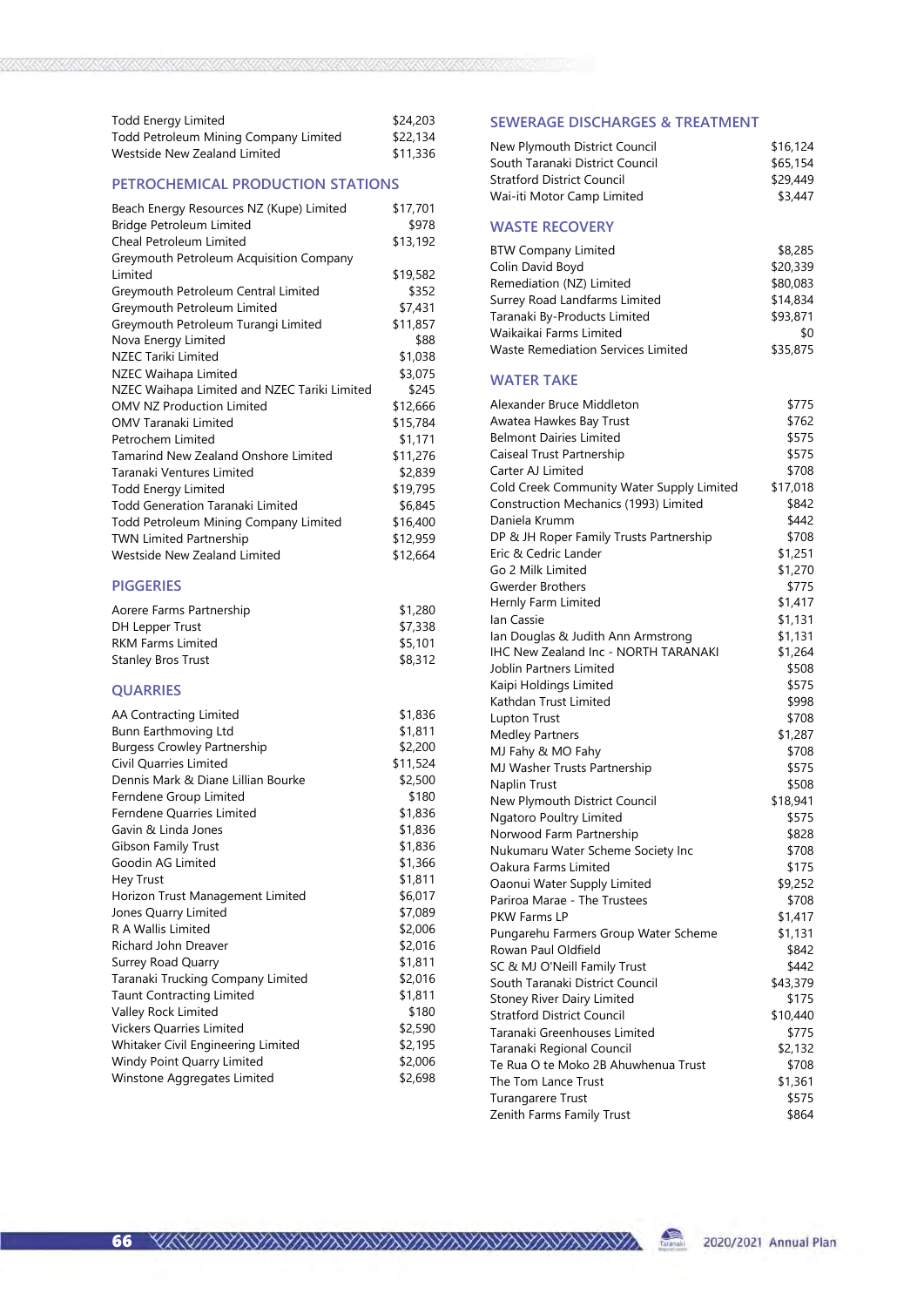| | |
|---|---|
| Todd Energy Limited | $24,203 |
| Todd Petroleum Mining Company Limited | $22,134 |
| Westside New Zealand Limited | $11,336 |

## PETROCHEMICAL PRODUCTION STATIONS

| | |
|---|---|
| Beach Energy Resources NZ (Kupe) Limited | $17,701 |
| Bridge Petroleum Limited | $978 |
| Cheal Petroleum Limited | $13,192 |
| Greymouth Petroleum Acquisition Company Limited | $19,582 |
| Greymouth Petroleum Central Limited | $352 |
| Greymouth Petroleum Limited | $7,431 |
| Greymouth Petroleum Turangi Limited | $11,857 |
| Nova Energy Limited | $88 |
| NZEC Tariki Limited | $1,038 |
| NZEC Waihapa Limited | $3,075 |
| NZEC Waihapa Limited and NZEC Tariki Limited | $245 |
| OMV NZ Production Limited | $12,666 |
| OMV Taranaki Limited | $15,784 |
| Petrochem Limited | $1,171 |
| Tamarind New Zealand Onshore Limited | $11,276 |
| Taranaki Ventures Limited | $2,839 |
| Todd Energy Limited | $19,795 |
| Todd Generation Taranaki Limited | $6,845 |
| Todd Petroleum Mining Company Limited | $16,400 |
| TWN Limited Partnership | $12,959 |
| Westside New Zealand Limited | $12,664 |

## PIGGERIES

| | |
|---|---|
| Aorere Farms Partnership | $1,280 |
| DH Lepper Trust | $7,338 |
| RKM Farms Limited | $5,101 |
| Stanley Bros Trust | $8,312 |

## QUARRIES

| | |
|---|---|
| AA Contracting Limited | $1,836 |
| Bunn Earthmoving Ltd | $1,811 |
| Burgess Crowley Partnership | $2,200 |
| Civil Quarries Limited | $11,524 |
| Dennis Mark & Diane Lillian Bourke | $2,500 |
| Ferndene Group Limited | $180 |
| Ferndene Quarries Limited | $1,836 |
| Gavin & Linda Jones | $1,836 |
| Gibson Family Trust | $1,836 |
| Goodin AG Limited | $1,366 |
| Hey Trust | $1,811 |
| Horizon Trust Management Limited | $6,017 |
| Jones Quarry Limited | $7,089 |
| R A Wallis Limited | $2,006 |
| Richard John Dreaver | $2,016 |
| Surrey Road Quarry | $1,811 |
| Taranaki Trucking Company Limited | $2,016 |
| Taunt Contracting Limited | $1,811 |
| Valley Rock Limited | $180 |
| Vickers Quarries Limited | $2,590 |
| Whitaker Civil Engineering Limited | $2,195 |
| Windy Point Quarry Limited | $2,006 |
| Winstone Aggregates Limited | $2,698 |

## SEWERAGE DISCHARGES & TREATMENT

| | |
|---|---|
| New Plymouth District Council | $16,124 |
| South Taranaki District Council | $65,154 |
| Stratford District Council | $29,449 |
| Wai-iti Motor Camp Limited | $3,447 |

## WASTE RECOVERY

| | |
|---|---|
| BTW Company Limited | $8,285 |
| Colin David Boyd | $20,339 |
| Remediation (NZ) Limited | $80,083 |
| Surrey Road Landfarms Limited | $14,834 |
| Taranaki By-Products Limited | $93,871 |
| Waikaikai Farms Limited | $0 |
| Waste Remediation Services Limited | $35,875 |

## WATER TAKE

| | |
|---|---|
| Alexander Bruce Middleton | $775 |
| Awatea Hawkes Bay Trust | $762 |
| Belmont Dairies Limited | $575 |
| Caiseal Trust Partnership | $575 |
| Carter AJ Limited | $708 |
| Cold Creek Community Water Supply Limited | $17,018 |
| Construction Mechanics (1993) Limited | $842 |
| Daniela Krumm | $442 |
| DP & JH Roper Family Trusts Partnership | $708 |
| Eric & Cedric Lander | $1,251 |
| Go 2 Milk Limited | $1,270 |
| Gwerder Brothers | $775 |
| Hernly Farm Limited | $1,417 |
| Ian Cassie | $1,131 |
| Ian Douglas & Judith Ann Armstrong | $1,131 |
| IHC New Zealand Inc - NORTH TARANAKI | $1,264 |
| Joblin Partners Limited | $508 |
| Kaipi Holdings Limited | $575 |
| Kathdan Trust Limited | $998 |
| Lupton Trust | $708 |
| Medley Partners | $1,287 |
| MJ Fahy & MO Fahy | $708 |
| MJ Washer Trusts Partnership | $575 |
| Naplin Trust | $508 |
| New Plymouth District Council | $18,941 |
| Ngatoro Poultry Limited | $575 |
| Norwood Farm Partnership | $828 |
| Nukumaru Water Scheme Society Inc | $708 |
| Oakura Farms Limited | $175 |
| Oaonui Water Supply Limited | $9,252 |
| Pariroa Marae - The Trustees | $708 |
| PKW Farms LP | $1,417 |
| Pungarehu Farmers Group Water Scheme | $1,131 |
| Rowan Paul Oldfield | $842 |
| SC & MJ O'Neill Family Trust | $442 |
| South Taranaki District Council | $43,379 |
| Stoney River Dairy Limited | $175 |
| Stratford District Council | $10,440 |
| Taranaki Greenhouses Limited | $775 |
| Taranaki Regional Council | $2,132 |
| Te Rua O te Moko 2B Ahuwhenua Trust | $708 |
| The Tom Lance Trust | $1,361 |
| Turangarere Trust | $575 |
| Zenith Farms Family Trust | $864 |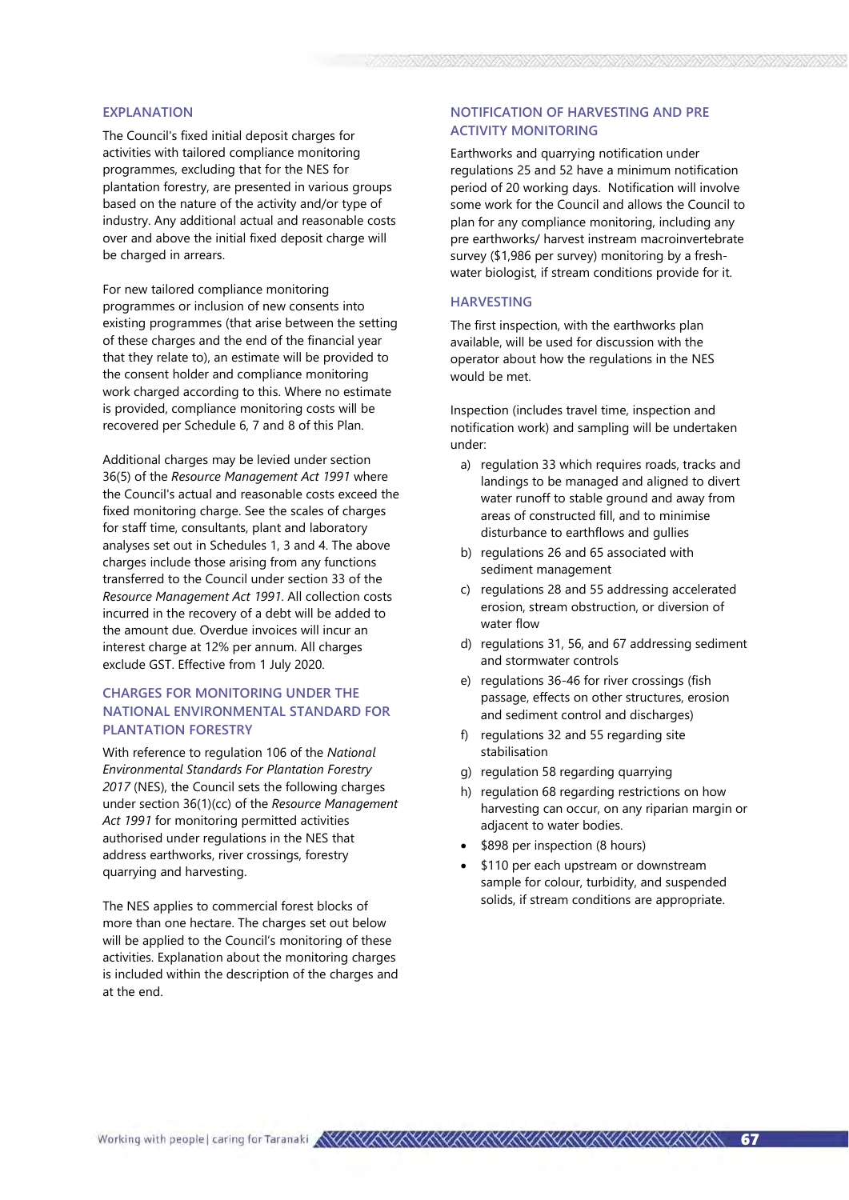## EXPLANATION

The Council's fixed initial deposit charges for activities with tailored compliance monitoring programmes, excluding that for the NES for plantation forestry, are presented in various groups based on the nature of the activity and/or type of industry. Any additional actual and reasonable costs over and above the initial fixed deposit charge will be charged in arrears.

For new tailored compliance monitoring programmes or inclusion of new consents into existing programmes (that arise between the setting of these charges and the end of the financial year that they relate to), an estimate will be provided to the consent holder and compliance monitoring work charged according to this. Where no estimate is provided, compliance monitoring costs will be recovered per Schedule 6, 7 and 8 of this Plan.

Additional charges may be levied under section 36(5) of the *Resource Management Act 1991* where the Council's actual and reasonable costs exceed the fixed monitoring charge. See the scales of charges for staff time, consultants, plant and laboratory analyses set out in Schedules 1, 3 and 4. The above charges include those arising from any functions transferred to the Council under section 33 of the *Resource Management Act 1991*. All collection costs incurred in the recovery of a debt will be added to the amount due. Overdue invoices will incur an interest charge at 12% per annum. All charges exclude GST. Effective from 1 July 2020.

## CHARGES FOR MONITORING UNDER THE NATIONAL ENVIRONMENTAL STANDARD FOR PLANTATION FORESTRY

With reference to regulation 106 of the *National Environmental Standards For Plantation Forestry 2017* (NES), the Council sets the following charges under section 36(1)(cc) of the *Resource Management Act 1991* for monitoring permitted activities authorised under regulations in the NES that address earthworks, river crossings, forestry quarrying and harvesting.

The NES applies to commercial forest blocks of more than one hectare. The charges set out below will be applied to the Council's monitoring of these activities. Explanation about the monitoring charges is included within the description of the charges and at the end.

## NOTIFICATION OF HARVESTING AND PRE ACTIVITY MONITORING

Earthworks and quarrying notification under regulations 25 and 52 have a minimum notification period of 20 working days. Notification will involve some work for the Council and allows the Council to plan for any compliance monitoring, including any pre earthworks/ harvest instream macroinvertebrate survey ($1,986 per survey) monitoring by a fresh-water biologist, if stream conditions provide for it.

## HARVESTING

The first inspection, with the earthworks plan available, will be used for discussion with the operator about how the regulations in the NES would be met.

Inspection (includes travel time, inspection and notification work) and sampling will be undertaken under:

a) regulation 33 which requires roads, tracks and landings to be managed and aligned to divert water runoff to stable ground and away from areas of constructed fill, and to minimise disturbance to earthflows and gullies
b) regulations 26 and 65 associated with sediment management
c) regulations 28 and 55 addressing accelerated erosion, stream obstruction, or diversion of water flow
d) regulations 31, 56, and 67 addressing sediment and stormwater controls
e) regulations 36-46 for river crossings (fish passage, effects on other structures, erosion and sediment control and discharges)
f) regulations 32 and 55 regarding site stabilisation
g) regulation 58 regarding quarrying
h) regulation 68 regarding restrictions on how harvesting can occur, on any riparian margin or adjacent to water bodies.

- $898 per inspection (8 hours)
- $110 per each upstream or downstream sample for colour, turbidity, and suspended solids, if stream conditions are appropriate.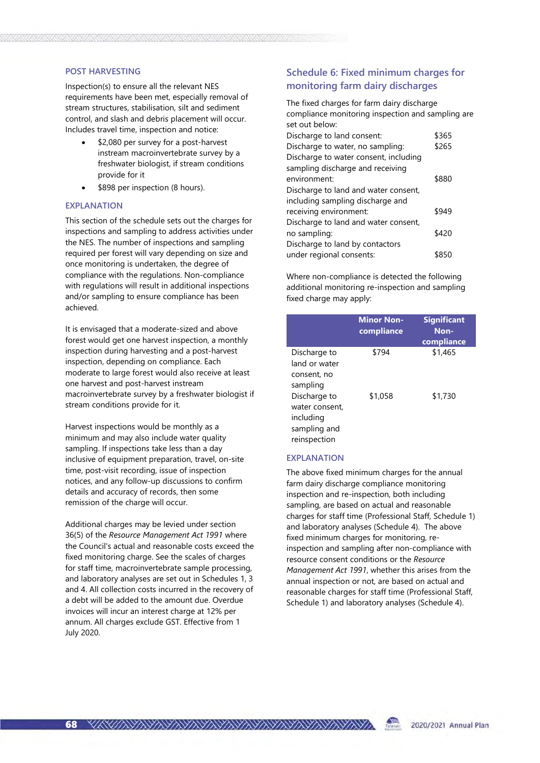### POST HARVESTING

Inspection(s) to ensure all the relevant NES requirements have been met, especially removal of stream structures, stabilisation, silt and sediment control, and slash and debris placement will occur. Includes travel time, inspection and notice:

- $2,080 per survey for a post-harvest instream macroinvertebrate survey by a freshwater biologist, if stream conditions provide for it
- $898 per inspection (8 hours).

### EXPLANATION

This section of the schedule sets out the charges for inspections and sampling to address activities under the NES. The number of inspections and sampling required per forest will vary depending on size and once monitoring is undertaken, the degree of compliance with the regulations. Non-compliance with regulations will result in additional inspections and/or sampling to ensure compliance has been achieved.

It is envisaged that a moderate-sized and above forest would get one harvest inspection, a monthly inspection during harvesting and a post-harvest inspection, depending on compliance. Each moderate to large forest would also receive at least one harvest and post-harvest instream macroinvertebrate survey by a freshwater biologist if stream conditions provide for it.

Harvest inspections would be monthly as a minimum and may also include water quality sampling. If inspections take less than a day inclusive of equipment preparation, travel, on-site time, post-visit recording, issue of inspection notices, and any follow-up discussions to confirm details and accuracy of records, then some remission of the charge will occur.

Additional charges may be levied under section 36(5) of the *Resource Management Act 1991* where the Council's actual and reasonable costs exceed the fixed monitoring charge. See the scales of charges for staff time, macroinvertebrate sample processing, and laboratory analyses are set out in Schedules 1, 3 and 4. All collection costs incurred in the recovery of a debt will be added to the amount due. Overdue invoices will incur an interest charge at 12% per annum. All charges exclude GST. Effective from 1 July 2020.

## Schedule 6: Fixed minimum charges for monitoring farm dairy discharges

The fixed charges for farm dairy discharge compliance monitoring inspection and sampling are set out below:

| | |
|---|---|
| Discharge to land consent: | $365 |
| Discharge to water, no sampling: | $265 |
| Discharge to water consent, including sampling discharge and receiving environment: | $880 |
| Discharge to land and water consent, including sampling discharge and receiving environment: | $949 |
| Discharge to land and water consent, no sampling: | $420 |
| Discharge to land by contactors under regional consents: | $850 |

Where non-compliance is detected the following additional monitoring re-inspection and sampling fixed charge may apply:

| | Minor Non-compliance | Significant Non-compliance |
|---|---|---|
| Discharge to land or water consent, no sampling | $794 | $1,465 |
| Discharge to water consent, including sampling and reinspection | $1,058 | $1,730 |

### EXPLANATION

The above fixed minimum charges for the annual farm dairy discharge compliance monitoring inspection and re-inspection, both including sampling, are based on actual and reasonable charges for staff time (Professional Staff, Schedule 1) and laboratory analyses (Schedule 4). The above fixed minimum charges for monitoring, re-inspection and sampling after non-compliance with resource consent conditions or the *Resource Management Act 1991*, whether this arises from the annual inspection or not, are based on actual and reasonable charges for staff time (Professional Staff, Schedule 1) and laboratory analyses (Schedule 4).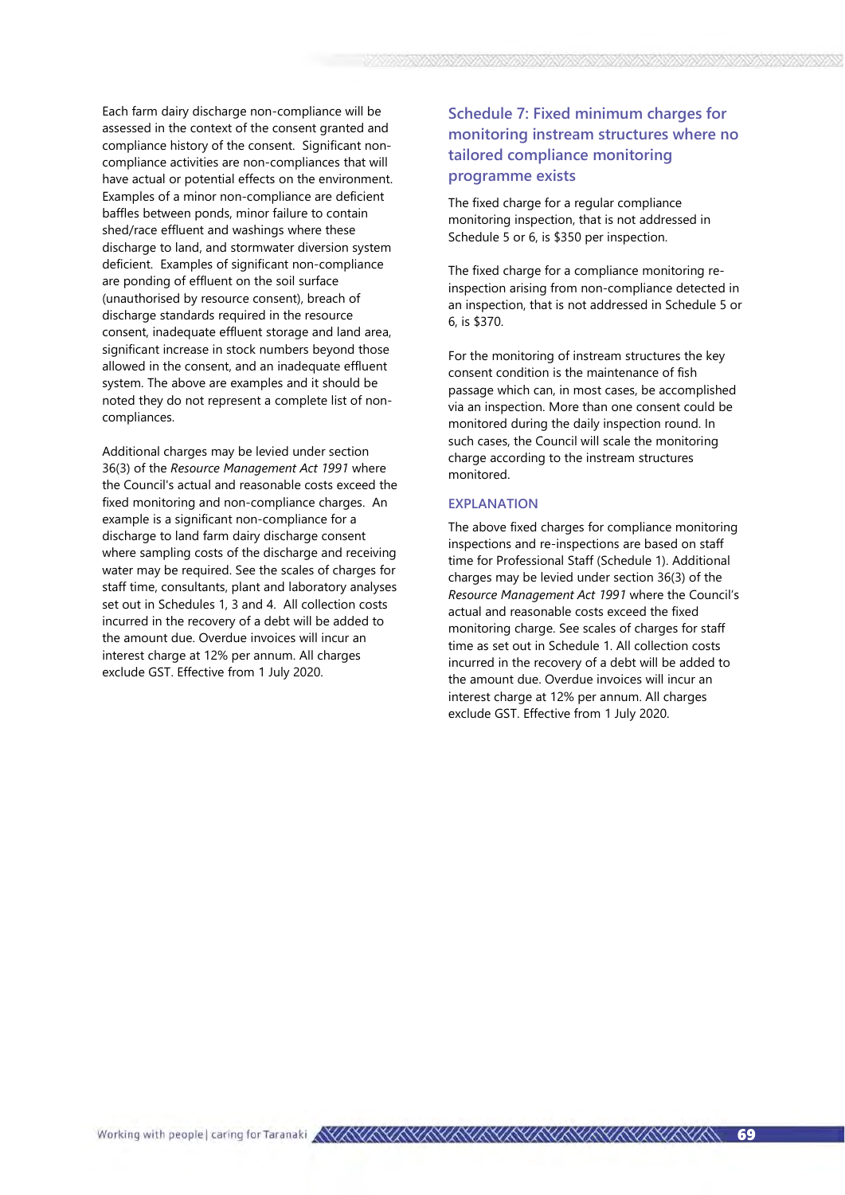Each farm dairy discharge non-compliance will be assessed in the context of the consent granted and compliance history of the consent. Significant non-compliance activities are non-compliances that will have actual or potential effects on the environment. Examples of a minor non-compliance are deficient baffles between ponds, minor failure to contain shed/race effluent and washings where these discharge to land, and stormwater diversion system deficient. Examples of significant non-compliance are ponding of effluent on the soil surface (unauthorised by resource consent), breach of discharge standards required in the resource consent, inadequate effluent storage and land area, significant increase in stock numbers beyond those allowed in the consent, and an inadequate effluent system. The above are examples and it should be noted they do not represent a complete list of non-compliances.

Additional charges may be levied under section 36(3) of the *Resource Management Act 1991* where the Council's actual and reasonable costs exceed the fixed monitoring and non-compliance charges. An example is a significant non-compliance for a discharge to land farm dairy discharge consent where sampling costs of the discharge and receiving water may be required. See the scales of charges for staff time, consultants, plant and laboratory analyses set out in Schedules 1, 3 and 4. All collection costs incurred in the recovery of a debt will be added to the amount due. Overdue invoices will incur an interest charge at 12% per annum. All charges exclude GST. Effective from 1 July 2020.

## Schedule 7: Fixed minimum charges for monitoring instream structures where no tailored compliance monitoring programme exists

The fixed charge for a regular compliance monitoring inspection, that is not addressed in Schedule 5 or 6, is $350 per inspection.

The fixed charge for a compliance monitoring re-inspection arising from non-compliance detected in an inspection, that is not addressed in Schedule 5 or 6, is $370.

For the monitoring of instream structures the key consent condition is the maintenance of fish passage which can, in most cases, be accomplished via an inspection. More than one consent could be monitored during the daily inspection round. In such cases, the Council will scale the monitoring charge according to the instream structures monitored.

### EXPLANATION

The above fixed charges for compliance monitoring inspections and re-inspections are based on staff time for Professional Staff (Schedule 1). Additional charges may be levied under section 36(3) of the *Resource Management Act 1991* where the Council's actual and reasonable costs exceed the fixed monitoring charge. See scales of charges for staff time as set out in Schedule 1. All collection costs incurred in the recovery of a debt will be added to the amount due. Overdue invoices will incur an interest charge at 12% per annum. All charges exclude GST. Effective from 1 July 2020.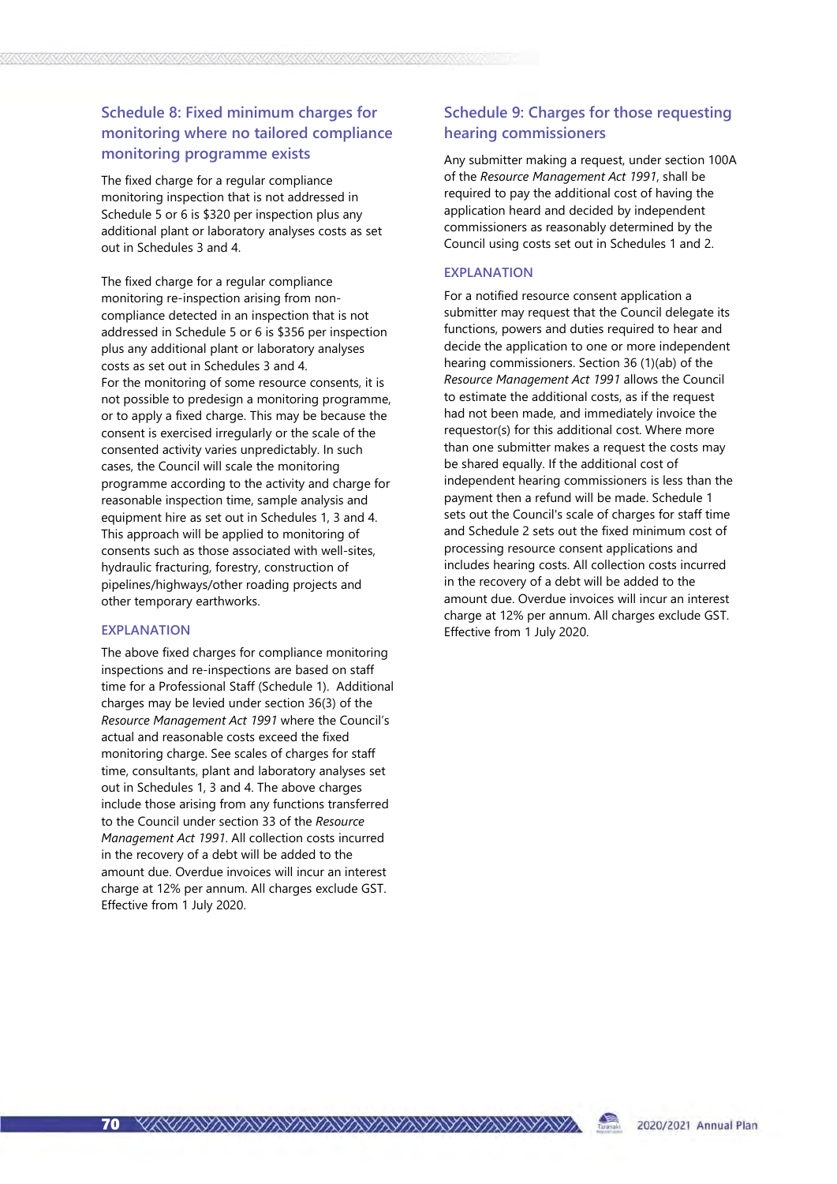## Schedule 8: Fixed minimum charges for monitoring where no tailored compliance monitoring programme exists

The fixed charge for a regular compliance monitoring inspection that is not addressed in Schedule 5 or 6 is $320 per inspection plus any additional plant or laboratory analyses costs as set out in Schedules 3 and 4.

The fixed charge for a regular compliance monitoring re-inspection arising from non-compliance detected in an inspection that is not addressed in Schedule 5 or 6 is $356 per inspection plus any additional plant or laboratory analyses costs as set out in Schedules 3 and 4.
For the monitoring of some resource consents, it is not possible to predesign a monitoring programme, or to apply a fixed charge. This may be because the consent is exercised irregularly or the scale of the consented activity varies unpredictably. In such cases, the Council will scale the monitoring programme according to the activity and charge for reasonable inspection time, sample analysis and equipment hire as set out in Schedules 1, 3 and 4. This approach will be applied to monitoring of consents such as those associated with well-sites, hydraulic fracturing, forestry, construction of pipelines/highways/other roading projects and other temporary earthworks.

### EXPLANATION

The above fixed charges for compliance monitoring inspections and re-inspections are based on staff time for a Professional Staff (Schedule 1). Additional charges may be levied under section 36(3) of the *Resource Management Act 1991* where the Council's actual and reasonable costs exceed the fixed monitoring charge. See scales of charges for staff time, consultants, plant and laboratory analyses set out in Schedules 1, 3 and 4. The above charges include those arising from any functions transferred to the Council under section 33 of the *Resource Management Act 1991*. All collection costs incurred in the recovery of a debt will be added to the amount due. Overdue invoices will incur an interest charge at 12% per annum. All charges exclude GST. Effective from 1 July 2020.

## Schedule 9: Charges for those requesting hearing commissioners

Any submitter making a request, under section 100A of the *Resource Management Act 1991*, shall be required to pay the additional cost of having the application heard and decided by independent commissioners as reasonably determined by the Council using costs set out in Schedules 1 and 2.

### EXPLANATION

For a notified resource consent application a submitter may request that the Council delegate its functions, powers and duties required to hear and decide the application to one or more independent hearing commissioners. Section 36 (1)(ab) of the *Resource Management Act 1991* allows the Council to estimate the additional costs, as if the request had not been made, and immediately invoice the requestor(s) for this additional cost. Where more than one submitter makes a request the costs may be shared equally. If the additional cost of independent hearing commissioners is less than the payment then a refund will be made. Schedule 1 sets out the Council's scale of charges for staff time and Schedule 2 sets out the fixed minimum cost of processing resource consent applications and includes hearing costs. All collection costs incurred in the recovery of a debt will be added to the amount due. Overdue invoices will incur an interest charge at 12% per annum. All charges exclude GST. Effective from 1 July 2020.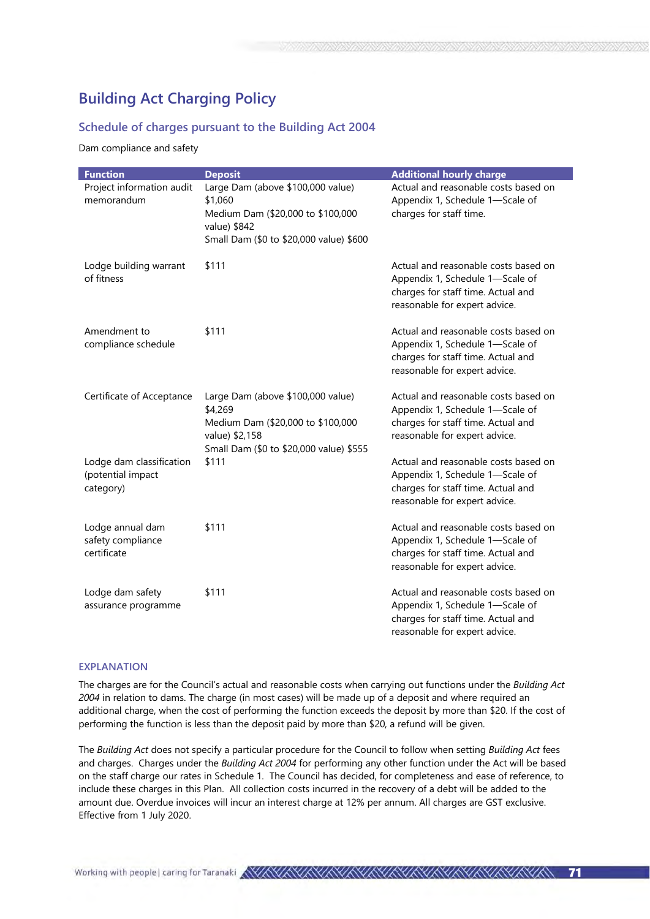# Building Act Charging Policy

## Schedule of charges pursuant to the Building Act 2004

Dam compliance and safety

| Function | Deposit | Additional hourly charge |
|---|---|---|
| Project information audit memorandum | Large Dam (above $100,000 value) $1,060<br>Medium Dam ($20,000 to $100,000 value) $842<br>Small Dam ($0 to $20,000 value) $600 | Actual and reasonable costs based on Appendix 1, Schedule 1—Scale of charges for staff time. |
| Lodge building warrant of fitness | $111 | Actual and reasonable costs based on Appendix 1, Schedule 1—Scale of charges for staff time. Actual and reasonable for expert advice. |
| Amendment to compliance schedule | $111 | Actual and reasonable costs based on Appendix 1, Schedule 1—Scale of charges for staff time. Actual and reasonable for expert advice. |
| Certificate of Acceptance | Large Dam (above $100,000 value) $4,269<br>Medium Dam ($20,000 to $100,000 value) $2,158<br>Small Dam ($0 to $20,000 value) $555 | Actual and reasonable costs based on Appendix 1, Schedule 1—Scale of charges for staff time. Actual and reasonable for expert advice. |
| Lodge dam classification (potential impact category) | $111 | Actual and reasonable costs based on Appendix 1, Schedule 1—Scale of charges for staff time. Actual and reasonable for expert advice. |
| Lodge annual dam safety compliance certificate | $111 | Actual and reasonable costs based on Appendix 1, Schedule 1—Scale of charges for staff time. Actual and reasonable for expert advice. |
| Lodge dam safety assurance programme | $111 | Actual and reasonable costs based on Appendix 1, Schedule 1—Scale of charges for staff time. Actual and reasonable for expert advice. |

### EXPLANATION

The charges are for the Council's actual and reasonable costs when carrying out functions under the *Building Act 2004* in relation to dams. The charge (in most cases) will be made up of a deposit and where required an additional charge, when the cost of performing the function exceeds the deposit by more than $20. If the cost of performing the function is less than the deposit paid by more than $20, a refund will be given.

The *Building Act* does not specify a particular procedure for the Council to follow when setting *Building Act* fees and charges. Charges under the *Building Act 2004* for performing any other function under the Act will be based on the staff charge our rates in Schedule 1. The Council has decided, for completeness and ease of reference, to include these charges in this Plan. All collection costs incurred in the recovery of a debt will be added to the amount due. Overdue invoices will incur an interest charge at 12% per annum. All charges are GST exclusive. Effective from 1 July 2020.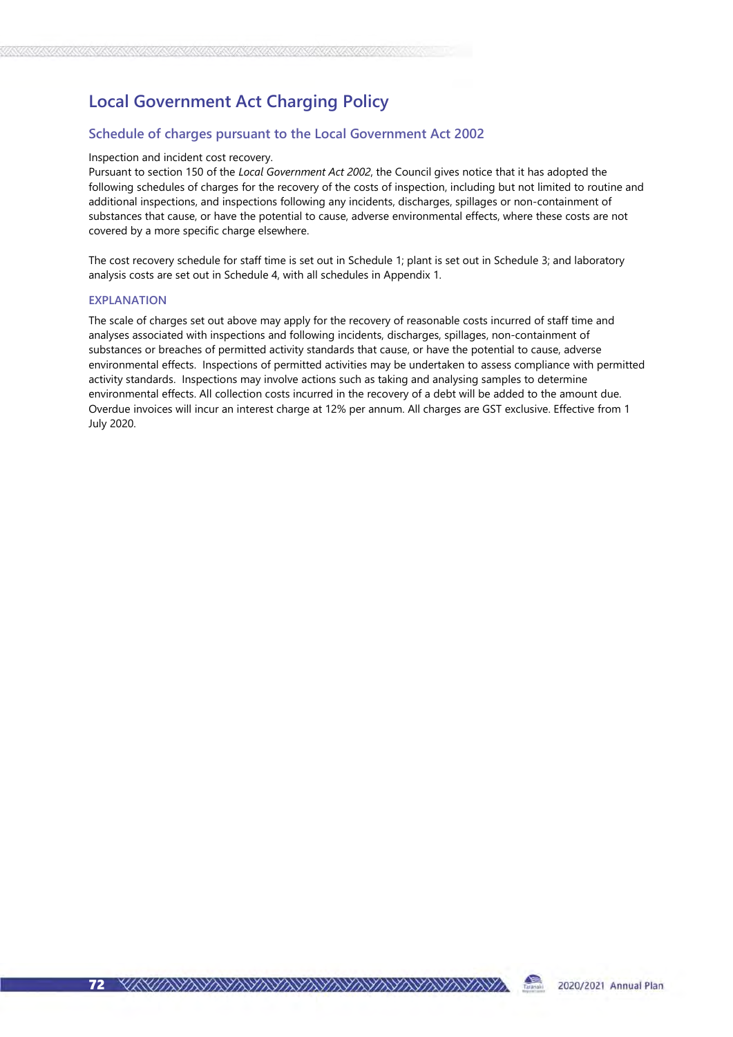# Local Government Act Charging Policy

## Schedule of charges pursuant to the Local Government Act 2002

Inspection and incident cost recovery.
Pursuant to section 150 of the *Local Government Act 2002*, the Council gives notice that it has adopted the following schedules of charges for the recovery of the costs of inspection, including but not limited to routine and additional inspections, and inspections following any incidents, discharges, spillages or non-containment of substances that cause, or have the potential to cause, adverse environmental effects, where these costs are not covered by a more specific charge elsewhere.

The cost recovery schedule for staff time is set out in Schedule 1; plant is set out in Schedule 3; and laboratory analysis costs are set out in Schedule 4, with all schedules in Appendix 1.

### EXPLANATION

The scale of charges set out above may apply for the recovery of reasonable costs incurred of staff time and analyses associated with inspections and following incidents, discharges, spillages, non-containment of substances or breaches of permitted activity standards that cause, or have the potential to cause, adverse environmental effects. Inspections of permitted activities may be undertaken to assess compliance with permitted activity standards. Inspections may involve actions such as taking and analysing samples to determine environmental effects. All collection costs incurred in the recovery of a debt will be added to the amount due. Overdue invoices will incur an interest charge at 12% per annum. All charges are GST exclusive. Effective from 1 July 2020.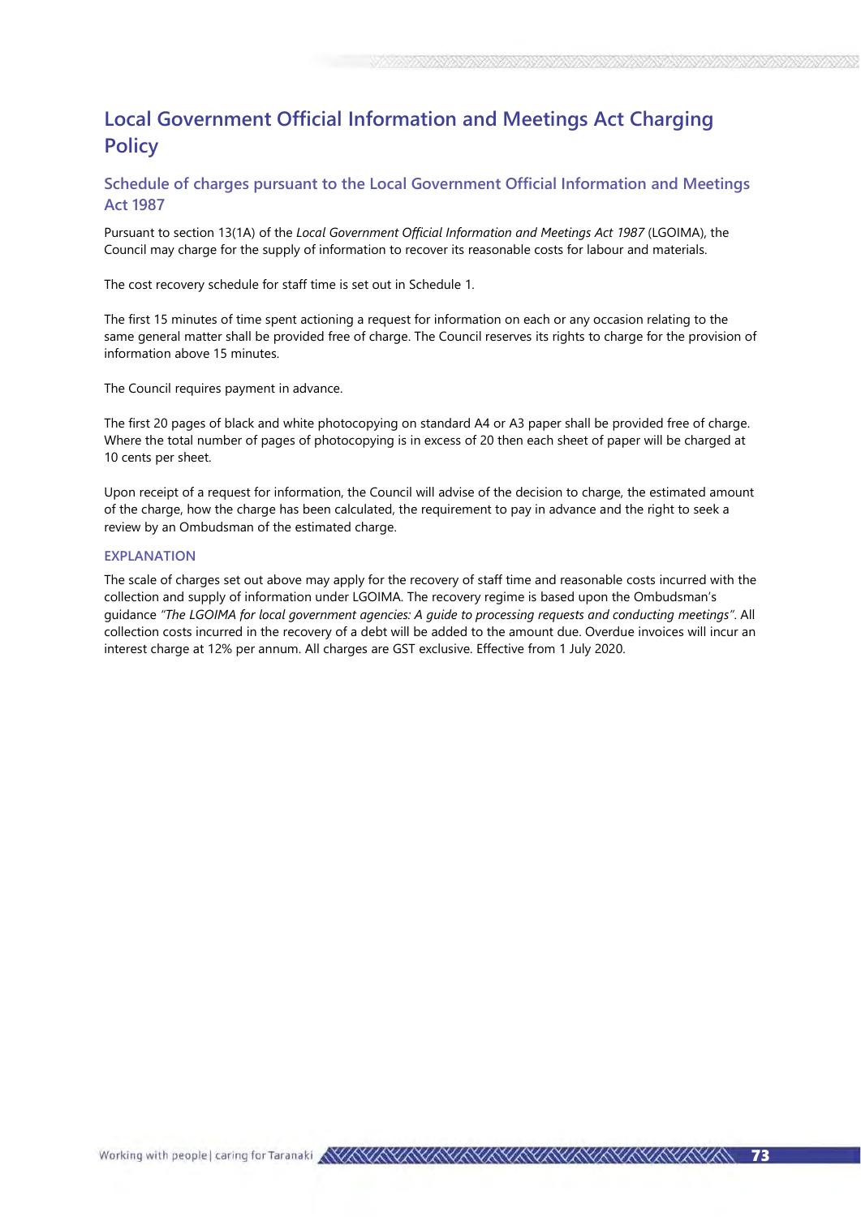# Local Government Official Information and Meetings Act Charging Policy

## Schedule of charges pursuant to the Local Government Official Information and Meetings Act 1987

Pursuant to section 13(1A) of the *Local Government Official Information and Meetings Act 1987* (LGOIMA), the Council may charge for the supply of information to recover its reasonable costs for labour and materials.

The cost recovery schedule for staff time is set out in Schedule 1.

The first 15 minutes of time spent actioning a request for information on each or any occasion relating to the same general matter shall be provided free of charge. The Council reserves its rights to charge for the provision of information above 15 minutes.

The Council requires payment in advance.

The first 20 pages of black and white photocopying on standard A4 or A3 paper shall be provided free of charge. Where the total number of pages of photocopying is in excess of 20 then each sheet of paper will be charged at 10 cents per sheet.

Upon receipt of a request for information, the Council will advise of the decision to charge, the estimated amount of the charge, how the charge has been calculated, the requirement to pay in advance and the right to seek a review by an Ombudsman of the estimated charge.

### EXPLANATION

The scale of charges set out above may apply for the recovery of staff time and reasonable costs incurred with the collection and supply of information under LGOIMA. The recovery regime is based upon the Ombudsman's guidance *"The LGOIMA for local government agencies: A guide to processing requests and conducting meetings"*. All collection costs incurred in the recovery of a debt will be added to the amount due. Overdue invoices will incur an interest charge at 12% per annum. All charges are GST exclusive. Effective from 1 July 2020.